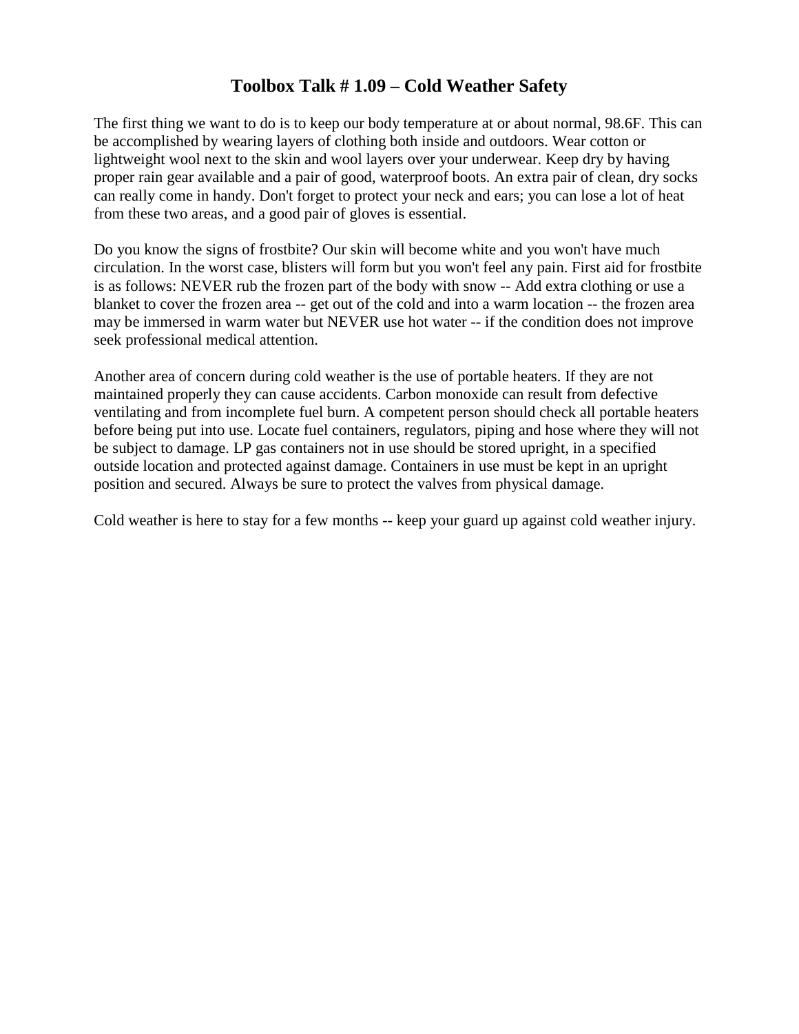# Toolbox Talk # 1.09 – Cold Weather Safety

The first thing we want to do is to keep our body temperature at or about normal, 98.6F. This can be accomplished by wearing layers of clothing both inside and outdoors. Wear cotton or lightweight wool next to the skin and wool layers over your underwear. Keep dry by having proper rain gear available and a pair of good, waterproof boots. An extra pair of clean, dry socks can really come in handy. Don't forget to protect your neck and ears; you can lose a lot of heat from these two areas, and a good pair of gloves is essential.

Do you know the signs of frostbite? Our skin will become white and you won't have much circulation. In the worst case, blisters will form but you won't feel any pain. First aid for frostbite is as follows: NEVER rub the frozen part of the body with snow -- Add extra clothing or use a blanket to cover the frozen area -- get out of the cold and into a warm location -- the frozen area may be immersed in warm water but NEVER use hot water -- if the condition does not improve seek professional medical attention.

Another area of concern during cold weather is the use of portable heaters. If they are not maintained properly they can cause accidents. Carbon monoxide can result from defective ventilating and from incomplete fuel burn. A competent person should check all portable heaters before being put into use. Locate fuel containers, regulators, piping and hose where they will not be subject to damage. LP gas containers not in use should be stored upright, in a specified outside location and protected against damage. Containers in use must be kept in an upright position and secured. Always be sure to protect the valves from physical damage.

Cold weather is here to stay for a few months -- keep your guard up against cold weather injury.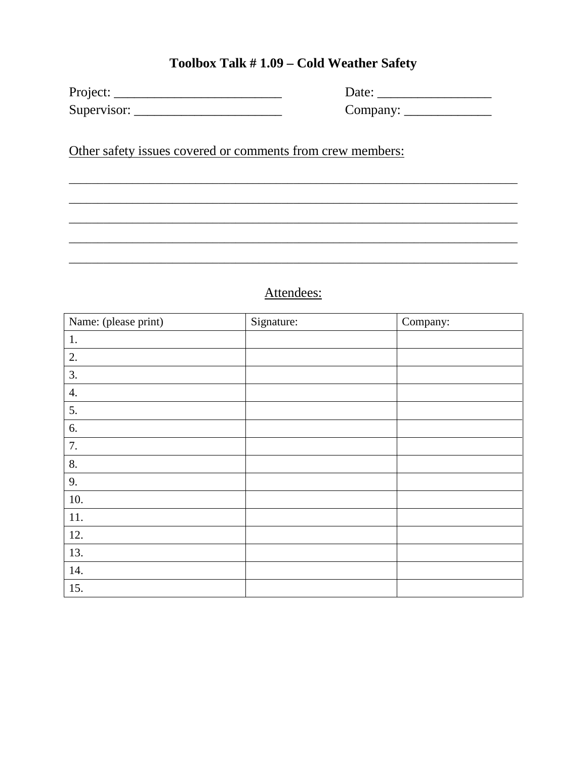# Toolbox Talk # 1.09 – Cold Weather Safety

Project: _________________________ Date: _________________

Supervisor: ______________________ Company: _____________

Other safety issues covered or comments from crew members:

___________________________________________________________________________

___________________________________________________________________________

___________________________________________________________________________

___________________________________________________________________________

___________________________________________________________________________

## Attendees:

| Name: (please print) | Signature: | Company: |
|---|---|---|
| 1. | | |
| 2. | | |
| 3. | | |
| 4. | | |
| 5. | | |
| 6. | | |
| 7. | | |
| 8. | | |
| 9. | | |
| 10. | | |
| 11. | | |
| 12. | | |
| 13. | | |
| 14. | | |
| 15. | | |